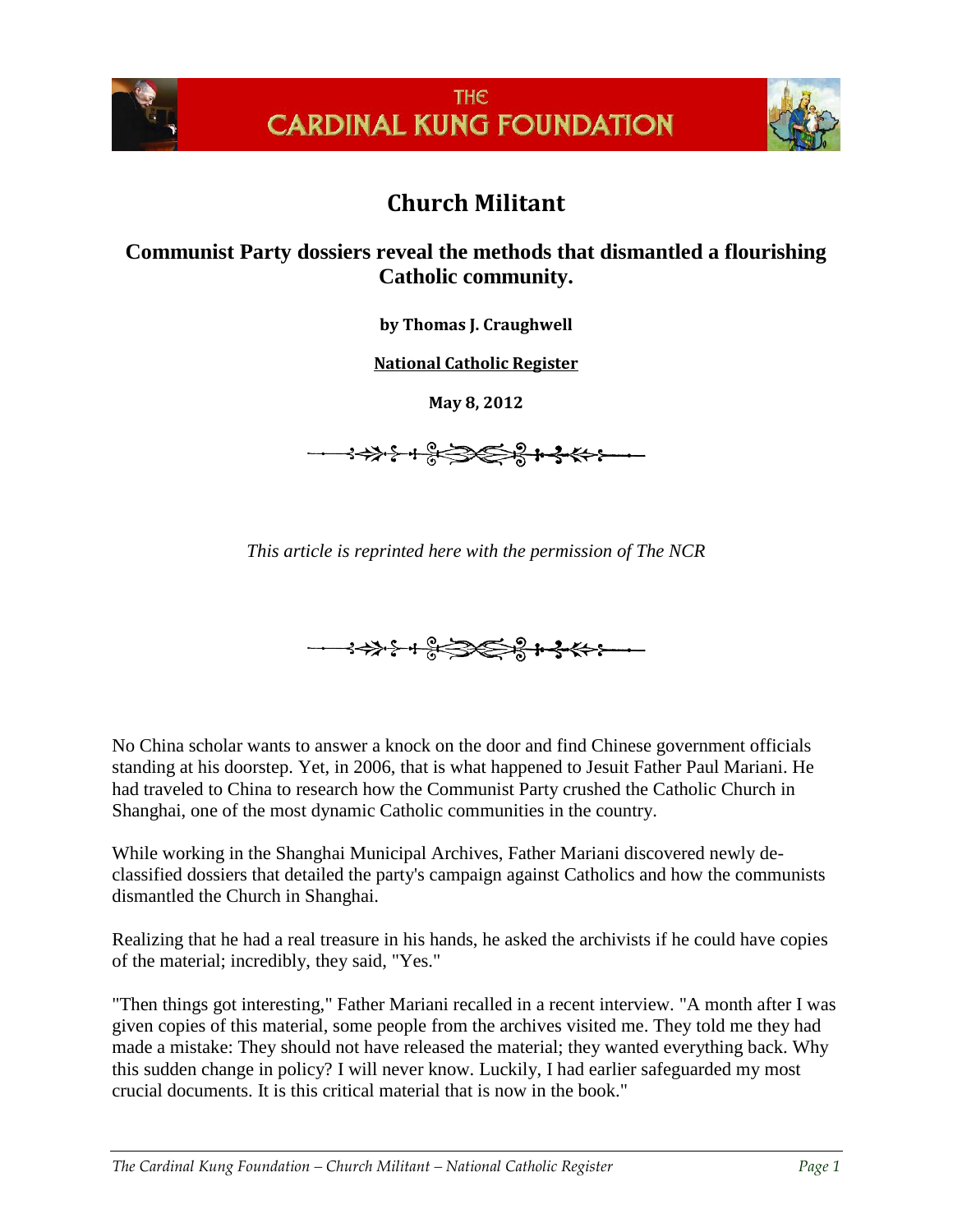THE CARDINAL KUNG FOUNDATION

# Church Militant

## Communist Party dossiers reveal the methods that dismantled a flourishing Catholic community.

**by Thomas J. Craughwell**

**National Catholic Register**

**May 8, 2012**

*This article is reprinted here with the permission of The NCR*

No China scholar wants to answer a knock on the door and find Chinese government officials standing at his doorstep. Yet, in 2006, that is what happened to Jesuit Father Paul Mariani. He had traveled to China to research how the Communist Party crushed the Catholic Church in Shanghai, one of the most dynamic Catholic communities in the country.

While working in the Shanghai Municipal Archives, Father Mariani discovered newly de-classified dossiers that detailed the party's campaign against Catholics and how the communists dismantled the Church in Shanghai.

Realizing that he had a real treasure in his hands, he asked the archivists if he could have copies of the material; incredibly, they said, "Yes."

"Then things got interesting," Father Mariani recalled in a recent interview. "A month after I was given copies of this material, some people from the archives visited me. They told me they had made a mistake: They should not have released the material; they wanted everything back. Why this sudden change in policy? I will never know. Luckily, I had earlier safeguarded my most crucial documents. It is this critical material that is now in the book."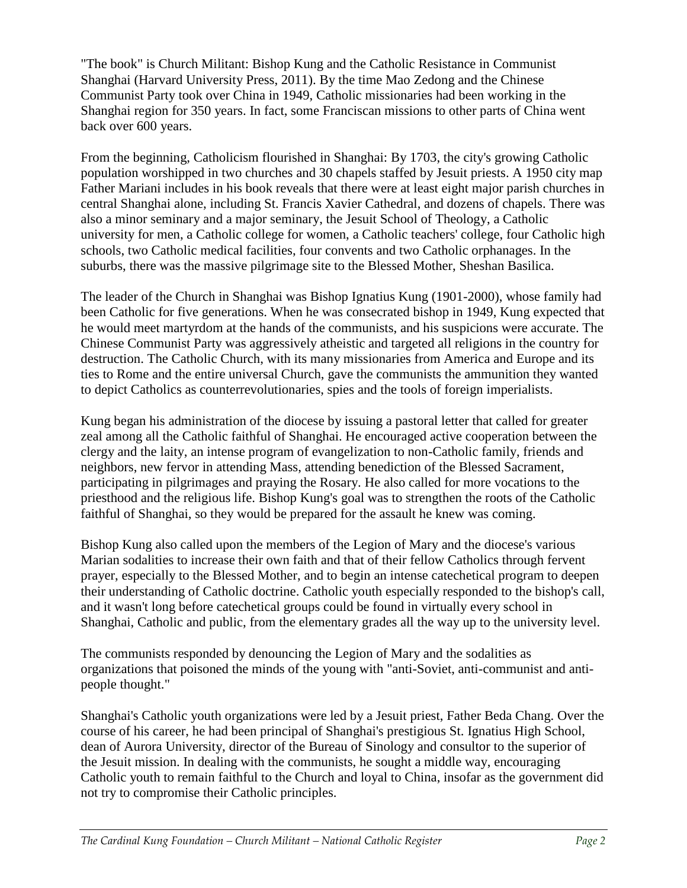"The book" is Church Militant: Bishop Kung and the Catholic Resistance in Communist Shanghai (Harvard University Press, 2011). By the time Mao Zedong and the Chinese Communist Party took over China in 1949, Catholic missionaries had been working in the Shanghai region for 350 years. In fact, some Franciscan missions to other parts of China went back over 600 years.

From the beginning, Catholicism flourished in Shanghai: By 1703, the city's growing Catholic population worshipped in two churches and 30 chapels staffed by Jesuit priests. A 1950 city map Father Mariani includes in his book reveals that there were at least eight major parish churches in central Shanghai alone, including St. Francis Xavier Cathedral, and dozens of chapels. There was also a minor seminary and a major seminary, the Jesuit School of Theology, a Catholic university for men, a Catholic college for women, a Catholic teachers' college, four Catholic high schools, two Catholic medical facilities, four convents and two Catholic orphanages. In the suburbs, there was the massive pilgrimage site to the Blessed Mother, Sheshan Basilica.

The leader of the Church in Shanghai was Bishop Ignatius Kung (1901-2000), whose family had been Catholic for five generations. When he was consecrated bishop in 1949, Kung expected that he would meet martyrdom at the hands of the communists, and his suspicions were accurate. The Chinese Communist Party was aggressively atheistic and targeted all religions in the country for destruction. The Catholic Church, with its many missionaries from America and Europe and its ties to Rome and the entire universal Church, gave the communists the ammunition they wanted to depict Catholics as counterrevolutionaries, spies and the tools of foreign imperialists.

Kung began his administration of the diocese by issuing a pastoral letter that called for greater zeal among all the Catholic faithful of Shanghai. He encouraged active cooperation between the clergy and the laity, an intense program of evangelization to non-Catholic family, friends and neighbors, new fervor in attending Mass, attending benediction of the Blessed Sacrament, participating in pilgrimages and praying the Rosary. He also called for more vocations to the priesthood and the religious life. Bishop Kung's goal was to strengthen the roots of the Catholic faithful of Shanghai, so they would be prepared for the assault he knew was coming.

Bishop Kung also called upon the members of the Legion of Mary and the diocese's various Marian sodalities to increase their own faith and that of their fellow Catholics through fervent prayer, especially to the Blessed Mother, and to begin an intense catechetical program to deepen their understanding of Catholic doctrine. Catholic youth especially responded to the bishop's call, and it wasn't long before catechetical groups could be found in virtually every school in Shanghai, Catholic and public, from the elementary grades all the way up to the university level.

The communists responded by denouncing the Legion of Mary and the sodalities as organizations that poisoned the minds of the young with "anti-Soviet, anti-communist and anti-people thought."

Shanghai's Catholic youth organizations were led by a Jesuit priest, Father Beda Chang. Over the course of his career, he had been principal of Shanghai's prestigious St. Ignatius High School, dean of Aurora University, director of the Bureau of Sinology and consultor to the superior of the Jesuit mission. In dealing with the communists, he sought a middle way, encouraging Catholic youth to remain faithful to the Church and loyal to China, insofar as the government did not try to compromise their Catholic principles.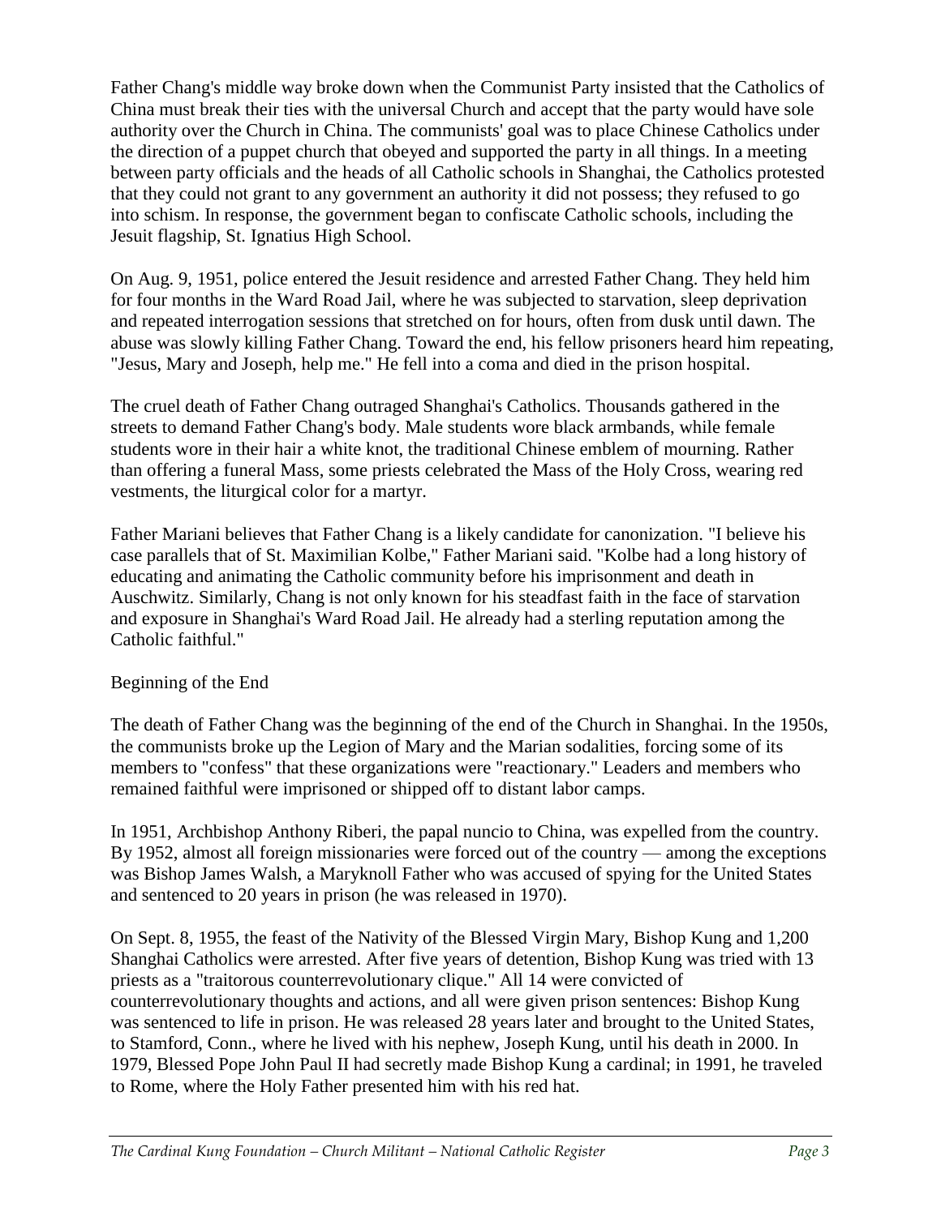Father Chang's middle way broke down when the Communist Party insisted that the Catholics of China must break their ties with the universal Church and accept that the party would have sole authority over the Church in China. The communists' goal was to place Chinese Catholics under the direction of a puppet church that obeyed and supported the party in all things. In a meeting between party officials and the heads of all Catholic schools in Shanghai, the Catholics protested that they could not grant to any government an authority it did not possess; they refused to go into schism. In response, the government began to confiscate Catholic schools, including the Jesuit flagship, St. Ignatius High School.

On Aug. 9, 1951, police entered the Jesuit residence and arrested Father Chang. They held him for four months in the Ward Road Jail, where he was subjected to starvation, sleep deprivation and repeated interrogation sessions that stretched on for hours, often from dusk until dawn. The abuse was slowly killing Father Chang. Toward the end, his fellow prisoners heard him repeating, "Jesus, Mary and Joseph, help me." He fell into a coma and died in the prison hospital.

The cruel death of Father Chang outraged Shanghai's Catholics. Thousands gathered in the streets to demand Father Chang's body. Male students wore black armbands, while female students wore in their hair a white knot, the traditional Chinese emblem of mourning. Rather than offering a funeral Mass, some priests celebrated the Mass of the Holy Cross, wearing red vestments, the liturgical color for a martyr.

Father Mariani believes that Father Chang is a likely candidate for canonization. "I believe his case parallels that of St. Maximilian Kolbe," Father Mariani said. "Kolbe had a long history of educating and animating the Catholic community before his imprisonment and death in Auschwitz. Similarly, Chang is not only known for his steadfast faith in the face of starvation and exposure in Shanghai's Ward Road Jail. He already had a sterling reputation among the Catholic faithful."

## Beginning of the End

The death of Father Chang was the beginning of the end of the Church in Shanghai. In the 1950s, the communists broke up the Legion of Mary and the Marian sodalities, forcing some of its members to "confess" that these organizations were "reactionary." Leaders and members who remained faithful were imprisoned or shipped off to distant labor camps.

In 1951, Archbishop Anthony Riberi, the papal nuncio to China, was expelled from the country. By 1952, almost all foreign missionaries were forced out of the country — among the exceptions was Bishop James Walsh, a Maryknoll Father who was accused of spying for the United States and sentenced to 20 years in prison (he was released in 1970).

On Sept. 8, 1955, the feast of the Nativity of the Blessed Virgin Mary, Bishop Kung and 1,200 Shanghai Catholics were arrested. After five years of detention, Bishop Kung was tried with 13 priests as a "traitorous counterrevolutionary clique." All 14 were convicted of counterrevolutionary thoughts and actions, and all were given prison sentences: Bishop Kung was sentenced to life in prison. He was released 28 years later and brought to the United States, to Stamford, Conn., where he lived with his nephew, Joseph Kung, until his death in 2000. In 1979, Blessed Pope John Paul II had secretly made Bishop Kung a cardinal; in 1991, he traveled to Rome, where the Holy Father presented him with his red hat.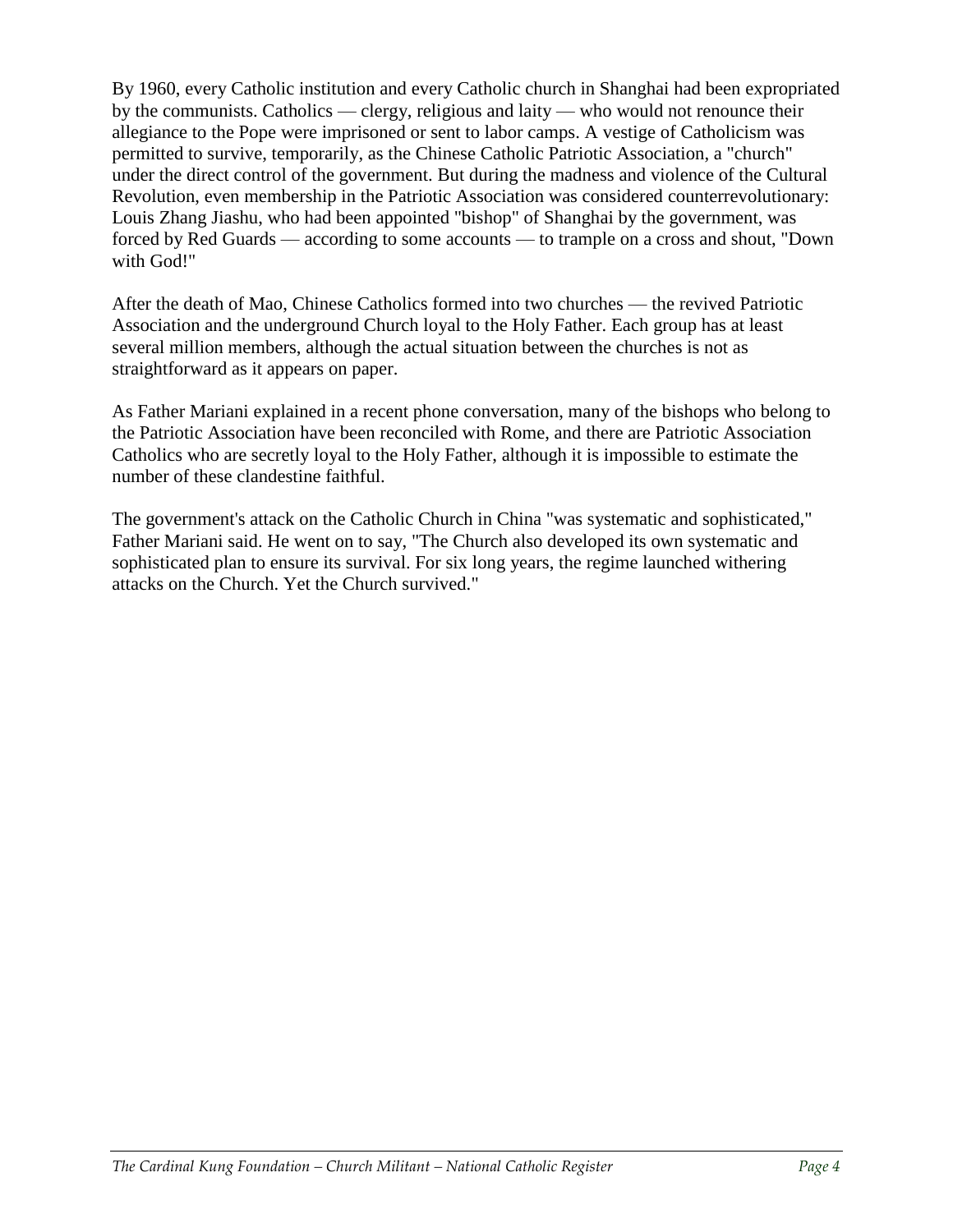By 1960, every Catholic institution and every Catholic church in Shanghai had been expropriated by the communists. Catholics — clergy, religious and laity — who would not renounce their allegiance to the Pope were imprisoned or sent to labor camps. A vestige of Catholicism was permitted to survive, temporarily, as the Chinese Catholic Patriotic Association, a "church" under the direct control of the government. But during the madness and violence of the Cultural Revolution, even membership in the Patriotic Association was considered counterrevolutionary: Louis Zhang Jiashu, who had been appointed "bishop" of Shanghai by the government, was forced by Red Guards — according to some accounts — to trample on a cross and shout, "Down with God!"

After the death of Mao, Chinese Catholics formed into two churches — the revived Patriotic Association and the underground Church loyal to the Holy Father. Each group has at least several million members, although the actual situation between the churches is not as straightforward as it appears on paper.

As Father Mariani explained in a recent phone conversation, many of the bishops who belong to the Patriotic Association have been reconciled with Rome, and there are Patriotic Association Catholics who are secretly loyal to the Holy Father, although it is impossible to estimate the number of these clandestine faithful.

The government's attack on the Catholic Church in China "was systematic and sophisticated," Father Mariani said. He went on to say, "The Church also developed its own systematic and sophisticated plan to ensure its survival. For six long years, the regime launched withering attacks on the Church. Yet the Church survived."